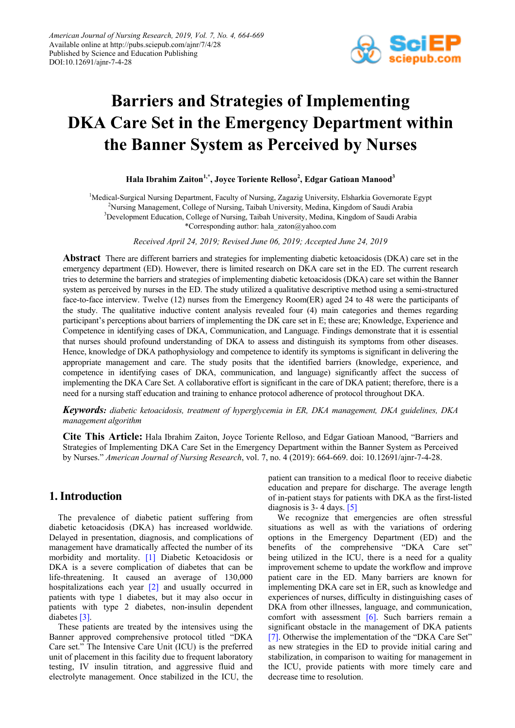# Barriers and Strategies of Implementing DKA Care Set in the Emergency Department within the Banner System as Perceived by Nurses

**Hala Ibrahim Zaiton[1,*], Joyce Toriente Relloso[2], Edgar Gatioan Manood[3]**

[1]Medical-Surgical Nursing Department, Faculty of Nursing, Zagazig University, Elsharkia Governorate Egypt
[2]Nursing Management, College of Nursing, Taibah University, Medina, Kingdom of Saudi Arabia
[3]Development Education, College of Nursing, Taibah University, Medina, Kingdom of Saudi Arabia
*Corresponding author: hala_zaton@yahoo.com

*Received April 24, 2019; Revised June 06, 2019; Accepted June 24, 2019*

**Abstract** There are different barriers and strategies for implementing diabetic ketoacidosis (DKA) care set in the emergency department (ED). However, there is limited research on DKA care set in the ED. The current research tries to determine the barriers and strategies of implementing diabetic ketoacidosis (DKA) care set within the Banner system as perceived by nurses in the ED. The study utilized a qualitative descriptive method using a semi-structured face-to-face interview. Twelve (12) nurses from the Emergency Room(ER) aged 24 to 48 were the participants of the study. The qualitative inductive content analysis revealed four (4) main categories and themes regarding participant's perceptions about barriers of implementing the DK care set in E; these are; Knowledge, Experience and Competence in identifying cases of DKA, Communication, and Language. Findings demonstrate that it is essential that nurses should profound understanding of DKA to assess and distinguish its symptoms from other diseases. Hence, knowledge of DKA pathophysiology and competence to identify its symptoms is significant in delivering the appropriate management and care. The study posits that the identified barriers (knowledge, experience, and competence in identifying cases of DKA, communication, and language) significantly affect the success of implementing the DKA Care Set. A collaborative effort is significant in the care of DKA patient; therefore, there is a need for a nursing staff education and training to enhance protocol adherence of protocol throughout DKA.

***Keywords:*** *diabetic ketoacidosis, treatment of hyperglycemia in ER, DKA management, DKA guidelines, DKA management algorithm*

**Cite This Article:** Hala Ibrahim Zaiton, Joyce Toriente Relloso, and Edgar Gatioan Manood, "Barriers and Strategies of Implementing DKA Care Set in the Emergency Department within the Banner System as Perceived by Nurses." *American Journal of Nursing Research*, vol. 7, no. 4 (2019): 664-669. doi: 10.12691/ajnr-7-4-28.

## 1. Introduction

The prevalence of diabetic patient suffering from diabetic ketoacidosis (DKA) has increased worldwide. Delayed in presentation, diagnosis, and complications of management have dramatically affected the number of its morbidity and mortality. [1] Diabetic Ketoacidosis or DKA is a severe complication of diabetes that can be life-threatening. It caused an average of 130,000 hospitalizations each year [2] and usually occurred in patients with type 1 diabetes, but it may also occur in patients with type 2 diabetes, non-insulin dependent diabetes [3].

These patients are treated by the intensives using the Banner approved comprehensive protocol titled "DKA Care set." The Intensive Care Unit (ICU) is the preferred unit of placement in this facility due to frequent laboratory testing, IV insulin titration, and aggressive fluid and electrolyte management. Once stabilized in the ICU, the patient can transition to a medical floor to receive diabetic education and prepare for discharge. The average length of in-patient stays for patients with DKA as the first-listed diagnosis is 3- 4 days. [5]

We recognize that emergencies are often stressful situations as well as with the variations of ordering options in the Emergency Department (ED) and the benefits of the comprehensive "DKA Care set" being utilized in the ICU, there is a need for a quality improvement scheme to update the workflow and improve patient care in the ED. Many barriers are known for implementing DKA care set in ER, such as knowledge and experiences of nurses, difficulty in distinguishing cases of DKA from other illnesses, language, and communication, comfort with assessment [6]. Such barriers remain a significant obstacle in the management of DKA patients [7]. Otherwise the implementation of the "DKA Care Set" as new strategies in the ED to provide initial caring and stabilization, in comparison to waiting for management in the ICU, provide patients with more timely care and decrease time to resolution.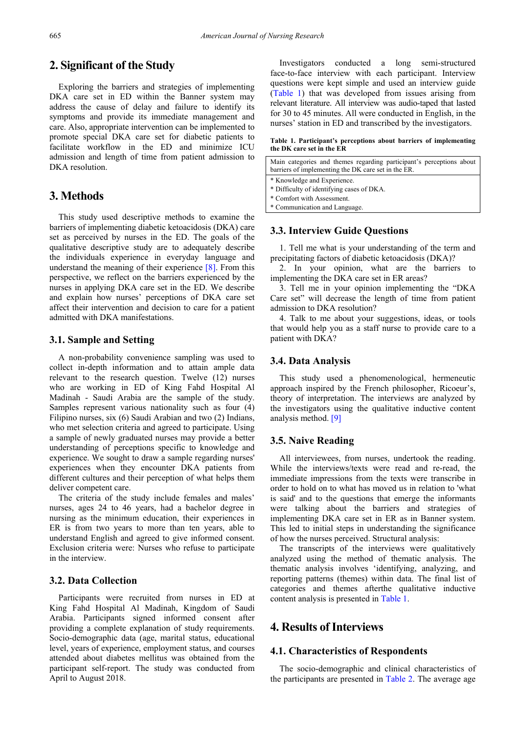## 2. Significant of the Study

Exploring the barriers and strategies of implementing DKA care set in ED within the Banner system may address the cause of delay and failure to identify its symptoms and provide its immediate management and care. Also, appropriate intervention can be implemented to promote special DKA care set for diabetic patients to facilitate workflow in the ED and minimize ICU admission and length of time from patient admission to DKA resolution.

## 3. Methods

This study used descriptive methods to examine the barriers of implementing diabetic ketoacidosis (DKA) care set as perceived by nurses in the ED. The goals of the qualitative descriptive study are to adequately describe the individuals experience in everyday language and understand the meaning of their experience [8]. From this perspective, we reflect on the barriers experienced by the nurses in applying DKA care set in the ED. We describe and explain how nurses' perceptions of DKA care set affect their intervention and decision to care for a patient admitted with DKA manifestations.

### 3.1. Sample and Setting

A non-probability convenience sampling was used to collect in-depth information and to attain ample data relevant to the research question. Twelve (12) nurses who are working in ED of King Fahd Hospital Al Madinah - Saudi Arabia are the sample of the study. Samples represent various nationality such as four (4) Filipino nurses, six (6) Saudi Arabian and two (2) Indians, who met selection criteria and agreed to participate. Using a sample of newly graduated nurses may provide a better understanding of perceptions specific to knowledge and experience. We sought to draw a sample regarding nurses' experiences when they encounter DKA patients from different cultures and their perception of what helps them deliver competent care.

The criteria of the study include females and males' nurses, ages 24 to 46 years, had a bachelor degree in nursing as the minimum education, their experiences in ER is from two years to more than ten years, able to understand English and agreed to give informed consent. Exclusion criteria were: Nurses who refuse to participate in the interview.

### 3.2. Data Collection

Participants were recruited from nurses in ED at King Fahd Hospital Al Madinah, Kingdom of Saudi Arabia. Participants signed informed consent after providing a complete explanation of study requirements. Socio-demographic data (age, marital status, educational level, years of experience, employment status, and courses attended about diabetes mellitus was obtained from the participant self-report. The study was conducted from April to August 2018.

Investigators conducted a long semi-structured face-to-face interview with each participant. Interview questions were kept simple and used an interview guide (Table 1) that was developed from issues arising from relevant literature. All interview was audio-taped that lasted for 30 to 45 minutes. All were conducted in English, in the nurses' station in ED and transcribed by the investigators.

**Table 1. Participant's perceptions about barriers of implementing the DK care set in the ER**

| Main categories and themes regarding participant's perceptions about barriers of implementing the DK care set in the ER. |
|---|
| * Knowledge and Experience. |
| * Difficulty of identifying cases of DKA. |
| * Comfort with Assessment. |
| * Communication and Language. |

### 3.3. Interview Guide Questions

1. Tell me what is your understanding of the term and precipitating factors of diabetic ketoacidosis (DKA)?
2. In your opinion, what are the barriers to implementing the DKA care set in ER areas?
3. Tell me in your opinion implementing the "DKA Care set" will decrease the length of time from patient admission to DKA resolution?
4. Talk to me about your suggestions, ideas, or tools that would help you as a staff nurse to provide care to a patient with DKA?

### 3.4. Data Analysis

This study used a phenomenological, hermeneutic approach inspired by the French philosopher, Ricoeur's, theory of interpretation. The interviews are analyzed by the investigators using the qualitative inductive content analysis method. [9]

### 3.5. Naive Reading

All interviewees, from nurses, undertook the reading. While the interviews/texts were read and re-read, the immediate impressions from the texts were transcribe in order to hold on to what has moved us in relation to 'what is said' and to the questions that emerge the informants were talking about the barriers and strategies of implementing DKA care set in ER as in Banner system. This led to initial steps in understanding the significance of how the nurses perceived. Structural analysis:

The transcripts of the interviews were qualitatively analyzed using the method of thematic analysis. The thematic analysis involves 'identifying, analyzing, and reporting patterns (themes) within data. The final list of categories and themes afterthe qualitative inductive content analysis is presented in Table 1.

## 4. Results of Interviews

### 4.1. Characteristics of Respondents

The socio-demographic and clinical characteristics of the participants are presented in Table 2. The average age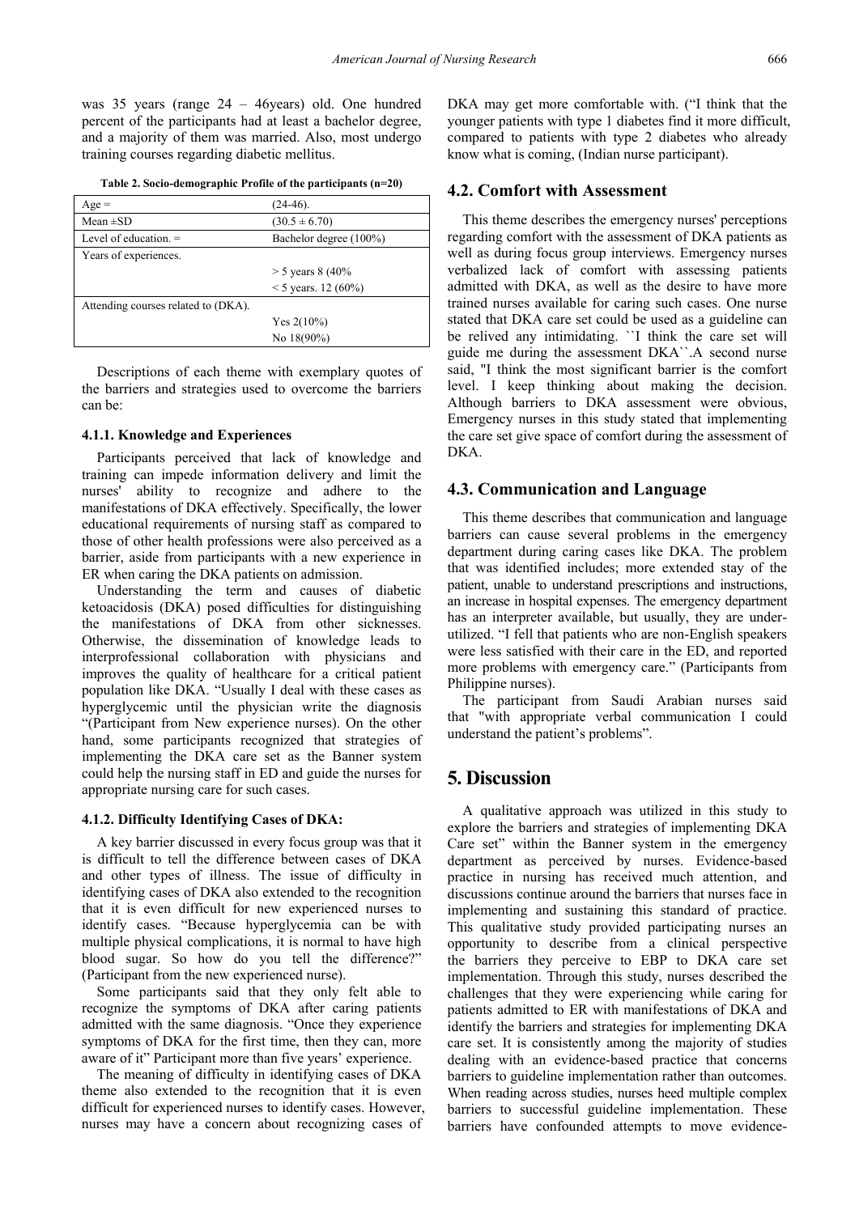was 35 years (range 24 – 46years) old. One hundred percent of the participants had at least a bachelor degree, and a majority of them was married. Also, most undergo training courses regarding diabetic mellitus.

**Table 2. Socio-demographic Profile of the participants (n=20)**

| | |
|---|---|
| Age = | (24-46). |
| Mean ±SD | (30.5 ± 6.70) |
| Level of education. = | Bachelor degree (100%) |
| Years of experiences. | |
| | > 5 years 8 (40% |
| | < 5 years. 12 (60%) |
| Attending courses related to (DKA). | |
| | Yes 2(10%) |
| | No 18(90%) |

Descriptions of each theme with exemplary quotes of the barriers and strategies used to overcome the barriers can be:

#### 4.1.1. Knowledge and Experiences

Participants perceived that lack of knowledge and training can impede information delivery and limit the nurses' ability to recognize and adhere to the manifestations of DKA effectively. Specifically, the lower educational requirements of nursing staff as compared to those of other health professions were also perceived as a barrier, aside from participants with a new experience in ER when caring the DKA patients on admission.

Understanding the term and causes of diabetic ketoacidosis (DKA) posed difficulties for distinguishing the manifestations of DKA from other sicknesses. Otherwise, the dissemination of knowledge leads to interprofessional collaboration with physicians and improves the quality of healthcare for a critical patient population like DKA. "Usually I deal with these cases as hyperglycemic until the physician write the diagnosis "(Participant from New experience nurses). On the other hand, some participants recognized that strategies of implementing the DKA care set as the Banner system could help the nursing staff in ED and guide the nurses for appropriate nursing care for such cases.

#### 4.1.2. Difficulty Identifying Cases of DKA:

A key barrier discussed in every focus group was that it is difficult to tell the difference between cases of DKA and other types of illness. The issue of difficulty in identifying cases of DKA also extended to the recognition that it is even difficult for new experienced nurses to identify cases. "Because hyperglycemia can be with multiple physical complications, it is normal to have high blood sugar. So how do you tell the difference?" (Participant from the new experienced nurse).

Some participants said that they only felt able to recognize the symptoms of DKA after caring patients admitted with the same diagnosis. "Once they experience symptoms of DKA for the first time, then they can, more aware of it" Participant more than five years' experience.

The meaning of difficulty in identifying cases of DKA theme also extended to the recognition that it is even difficult for experienced nurses to identify cases. However, nurses may have a concern about recognizing cases of DKA may get more comfortable with. ("I think that the younger patients with type 1 diabetes find it more difficult, compared to patients with type 2 diabetes who already know what is coming, (Indian nurse participant).

### 4.2. Comfort with Assessment

This theme describes the emergency nurses' perceptions regarding comfort with the assessment of DKA patients as well as during focus group interviews. Emergency nurses verbalized lack of comfort with assessing patients admitted with DKA, as well as the desire to have more trained nurses available for caring such cases. One nurse stated that DKA care set could be used as a guideline can be relived any intimidating. ``I think the care set will guide me during the assessment DKA``.A second nurse said, "I think the most significant barrier is the comfort level. I keep thinking about making the decision. Although barriers to DKA assessment were obvious, Emergency nurses in this study stated that implementing the care set give space of comfort during the assessment of DKA.

### 4.3. Communication and Language

This theme describes that communication and language barriers can cause several problems in the emergency department during caring cases like DKA. The problem that was identified includes; more extended stay of the patient, unable to understand prescriptions and instructions, an increase in hospital expenses. The emergency department has an interpreter available, but usually, they are under-utilized. "I fell that patients who are non-English speakers were less satisfied with their care in the ED, and reported more problems with emergency care." (Participants from Philippine nurses).

The participant from Saudi Arabian nurses said that "with appropriate verbal communication I could understand the patient's problems".

## 5. Discussion

A qualitative approach was utilized in this study to explore the barriers and strategies of implementing DKA Care set" within the Banner system in the emergency department as perceived by nurses. Evidence-based practice in nursing has received much attention, and discussions continue around the barriers that nurses face in implementing and sustaining this standard of practice. This qualitative study provided participating nurses an opportunity to describe from a clinical perspective the barriers they perceive to EBP to DKA care set implementation. Through this study, nurses described the challenges that they were experiencing while caring for patients admitted to ER with manifestations of DKA and identify the barriers and strategies for implementing DKA care set. It is consistently among the majority of studies dealing with an evidence-based practice that concerns barriers to guideline implementation rather than outcomes. When reading across studies, nurses heed multiple complex barriers to successful guideline implementation. These barriers have confounded attempts to move evidence-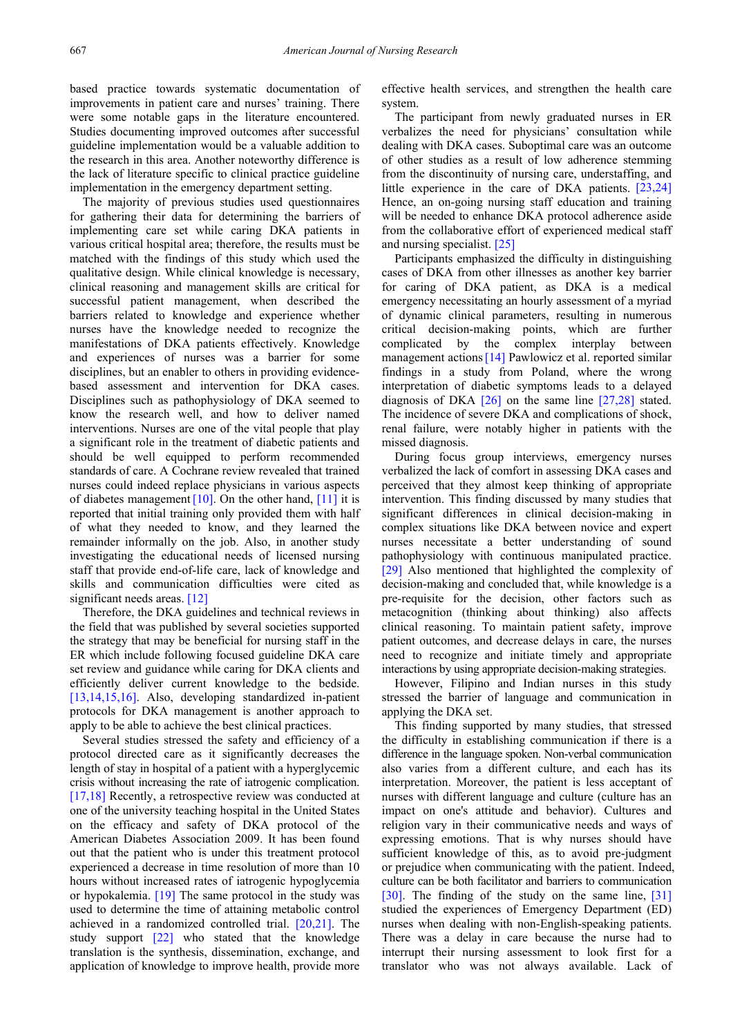based practice towards systematic documentation of improvements in patient care and nurses' training. There were some notable gaps in the literature encountered. Studies documenting improved outcomes after successful guideline implementation would be a valuable addition to the research in this area. Another noteworthy difference is the lack of literature specific to clinical practice guideline implementation in the emergency department setting.

The majority of previous studies used questionnaires for gathering their data for determining the barriers of implementing care set while caring DKA patients in various critical hospital area; therefore, the results must be matched with the findings of this study which used the qualitative design. While clinical knowledge is necessary, clinical reasoning and management skills are critical for successful patient management, when described the barriers related to knowledge and experience whether nurses have the knowledge needed to recognize the manifestations of DKA patients effectively. Knowledge and experiences of nurses was a barrier for some disciplines, but an enabler to others in providing evidence-based assessment and intervention for DKA cases. Disciplines such as pathophysiology of DKA seemed to know the research well, and how to deliver named interventions. Nurses are one of the vital people that play a significant role in the treatment of diabetic patients and should be well equipped to perform recommended standards of care. A Cochrane review revealed that trained nurses could indeed replace physicians in various aspects of diabetes management [10]. On the other hand, [11] it is reported that initial training only provided them with half of what they needed to know, and they learned the remainder informally on the job. Also, in another study investigating the educational needs of licensed nursing staff that provide end-of-life care, lack of knowledge and skills and communication difficulties were cited as significant needs areas. [12]

Therefore, the DKA guidelines and technical reviews in the field that was published by several societies supported the strategy that may be beneficial for nursing staff in the ER which include following focused guideline DKA care set review and guidance while caring for DKA clients and efficiently deliver current knowledge to the bedside. [13,14,15,16]. Also, developing standardized in-patient protocols for DKA management is another approach to apply to be able to achieve the best clinical practices.

Several studies stressed the safety and efficiency of a protocol directed care as it significantly decreases the length of stay in hospital of a patient with a hyperglycemic crisis without increasing the rate of iatrogenic complication. [17,18] Recently, a retrospective review was conducted at one of the university teaching hospital in the United States on the efficacy and safety of DKA protocol of the American Diabetes Association 2009. It has been found out that the patient who is under this treatment protocol experienced a decrease in time resolution of more than 10 hours without increased rates of iatrogenic hypoglycemia or hypokalemia. [19] The same protocol in the study was used to determine the time of attaining metabolic control achieved in a randomized controlled trial. [20,21]. The study support [22] who stated that the knowledge translation is the synthesis, dissemination, exchange, and application of knowledge to improve health, provide more effective health services, and strengthen the health care system.

The participant from newly graduated nurses in ER verbalizes the need for physicians' consultation while dealing with DKA cases. Suboptimal care was an outcome of other studies as a result of low adherence stemming from the discontinuity of nursing care, understaffing, and little experience in the care of DKA patients. [23,24] Hence, an on-going nursing staff education and training will be needed to enhance DKA protocol adherence aside from the collaborative effort of experienced medical staff and nursing specialist. [25]

Participants emphasized the difficulty in distinguishing cases of DKA from other illnesses as another key barrier for caring of DKA patient, as DKA is a medical emergency necessitating an hourly assessment of a myriad of dynamic clinical parameters, resulting in numerous critical decision-making points, which are further complicated by the complex interplay between management actions [14] Pawlowicz et al. reported similar findings in a study from Poland, where the wrong interpretation of diabetic symptoms leads to a delayed diagnosis of DKA [26] on the same line [27,28] stated. The incidence of severe DKA and complications of shock, renal failure, were notably higher in patients with the missed diagnosis.

During focus group interviews, emergency nurses verbalized the lack of comfort in assessing DKA cases and perceived that they almost keep thinking of appropriate intervention. This finding discussed by many studies that significant differences in clinical decision-making in complex situations like DKA between novice and expert nurses necessitate a better understanding of sound pathophysiology with continuous manipulated practice. [29] Also mentioned that highlighted the complexity of decision-making and concluded that, while knowledge is a pre-requisite for the decision, other factors such as metacognition (thinking about thinking) also affects clinical reasoning. To maintain patient safety, improve patient outcomes, and decrease delays in care, the nurses need to recognize and initiate timely and appropriate interactions by using appropriate decision-making strategies.

However, Filipino and Indian nurses in this study stressed the barrier of language and communication in applying the DKA set.

This finding supported by many studies, that stressed the difficulty in establishing communication if there is a difference in the language spoken. Non-verbal communication also varies from a different culture, and each has its interpretation. Moreover, the patient is less acceptant of nurses with different language and culture (culture has an impact on one's attitude and behavior). Cultures and religion vary in their communicative needs and ways of expressing emotions. That is why nurses should have sufficient knowledge of this, as to avoid pre-judgment or prejudice when communicating with the patient. Indeed, culture can be both facilitator and barriers to communication [30]. The finding of the study on the same line, [31] studied the experiences of Emergency Department (ED) nurses when dealing with non-English-speaking patients. There was a delay in care because the nurse had to interrupt their nursing assessment to look first for a translator who was not always available. Lack of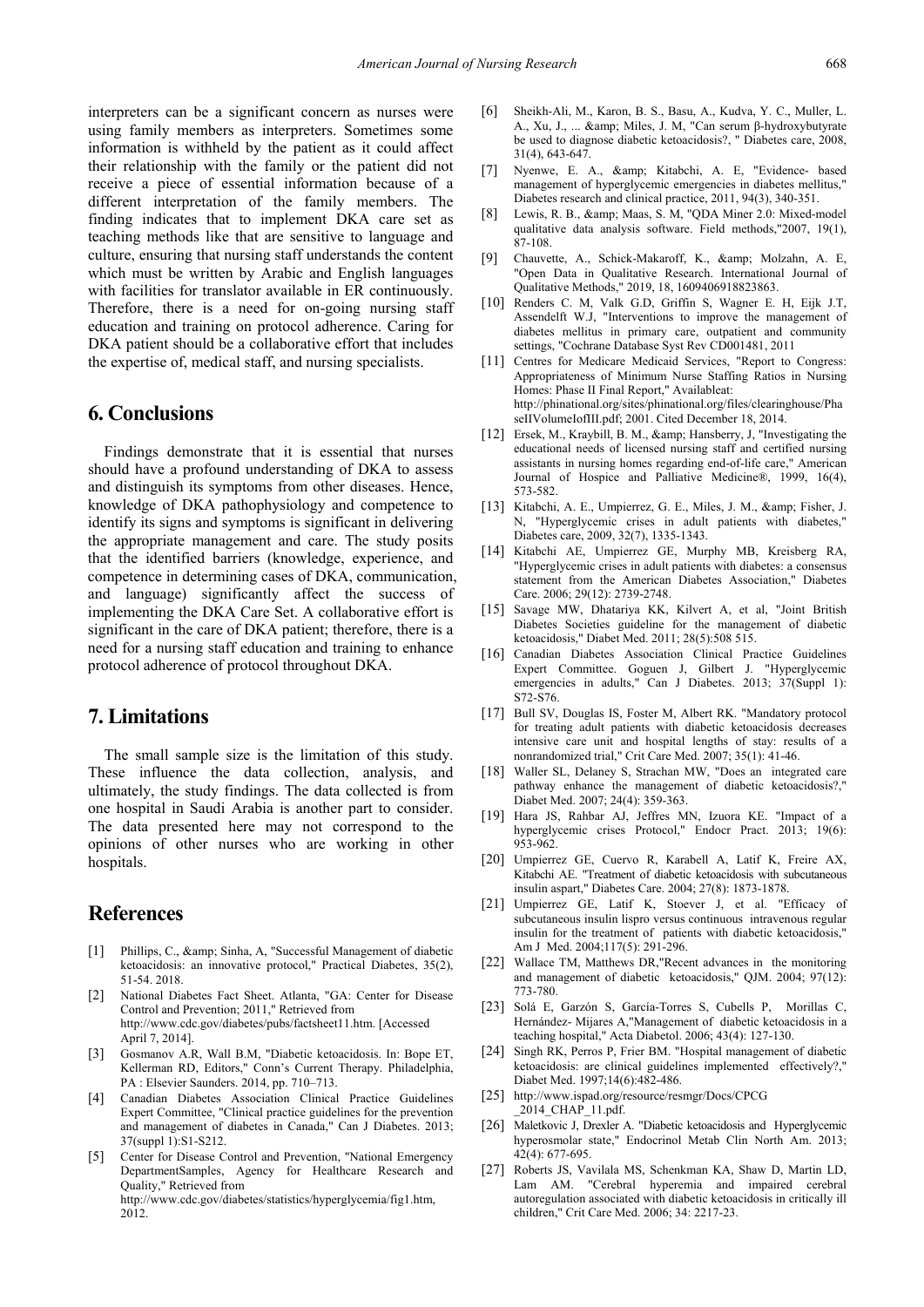interpreters can be a significant concern as nurses were using family members as interpreters. Sometimes some information is withheld by the patient as it could affect their relationship with the family or the patient did not receive a piece of essential information because of a different interpretation of the family members. The finding indicates that to implement DKA care set as teaching methods like that are sensitive to language and culture, ensuring that nursing staff understands the content which must be written by Arabic and English languages with facilities for translator available in ER continuously. Therefore, there is a need for on-going nursing staff education and training on protocol adherence. Caring for DKA patient should be a collaborative effort that includes the expertise of, medical staff, and nursing specialists.

## 6. Conclusions

Findings demonstrate that it is essential that nurses should have a profound understanding of DKA to assess and distinguish its symptoms from other diseases. Hence, knowledge of DKA pathophysiology and competence to identify its signs and symptoms is significant in delivering the appropriate management and care. The study posits that the identified barriers (knowledge, experience, and competence in determining cases of DKA, communication, and language) significantly affect the success of implementing the DKA Care Set. A collaborative effort is significant in the care of DKA patient; therefore, there is a need for a nursing staff education and training to enhance protocol adherence of protocol throughout DKA.

## 7. Limitations

The small sample size is the limitation of this study. These influence the data collection, analysis, and ultimately, the study findings. The data collected is from one hospital in Saudi Arabia is another part to consider. The data presented here may not correspond to the opinions of other nurses who are working in other hospitals.

## References

[1] Phillips, C., &amp; Sinha, A, "Successful Management of diabetic ketoacidosis: an innovative protocol," Practical Diabetes, 35(2), 51-54. 2018.

[2] National Diabetes Fact Sheet. Atlanta, "GA: Center for Disease Control and Prevention; 2011," Retrieved from http://www.cdc.gov/diabetes/pubs/factsheet11.htm. [Accessed April 7, 2014].

[3] Gosmanov A.R, Wall B.M, "Diabetic ketoacidosis. In: Bope ET, Kellerman RD, Editors," Conn's Current Therapy. Philadelphia, PA : Elsevier Saunders. 2014, pp. 710–713.

[4] Canadian Diabetes Association Clinical Practice Guidelines Expert Committee, "Clinical practice guidelines for the prevention and management of diabetes in Canada," Can J Diabetes. 2013; 37(suppl 1):S1-S212.

[5] Center for Disease Control and Prevention, "National Emergency DepartmentSamples, Agency for Healthcare Research and Quality," Retrieved from http://www.cdc.gov/diabetes/statistics/hyperglycemia/fig1.htm, 2012.

[6] Sheikh-Ali, M., Karon, B. S., Basu, A., Kudva, Y. C., Muller, L. A., Xu, J., ... &amp; Miles, J. M, "Can serum β-hydroxybutyrate be used to diagnose diabetic ketoacidosis?, " Diabetes care, 2008, 31(4), 643-647.

[7] Nyenwe, E. A., &amp; Kitabchi, A. E, "Evidence- based management of hyperglycemic emergencies in diabetes mellitus," Diabetes research and clinical practice, 2011, 94(3), 340-351.

[8] Lewis, R. B., &amp; Maas, S. M, "QDA Miner 2.0: Mixed-model qualitative data analysis software. Field methods,"2007, 19(1), 87-108.

[9] Chauvette, A., Schick-Makaroff, K., &amp; Molzahn, A. E, "Open Data in Qualitative Research. International Journal of Qualitative Methods," 2019, 18, 1609406918823863.

[10] Renders C. M, Valk G.D, Griffin S, Wagner E. H, Eijk J.T, Assendelft W.J, "Interventions to improve the management of diabetes mellitus in primary care, outpatient and community settings, "Cochrane Database Syst Rev CD001481, 2011

[11] Centres for Medicare Medicaid Services, "Report to Congress: Appropriateness of Minimum Nurse Staffing Ratios in Nursing Homes: Phase II Final Report," Availableat: http://phinational.org/sites/phinational.org/files/clearinghouse/PhaseIIVolumeIofIII.pdf; 2001. Cited December 18, 2014.

[12] Ersek, M., Kraybill, B. M., &amp; Hansberry, J, "Investigating the educational needs of licensed nursing staff and certified nursing assistants in nursing homes regarding end-of-life care," American Journal of Hospice and Palliative Medicine®, 1999, 16(4), 573-582.

[13] Kitabchi, A. E., Umpierrez, G. E., Miles, J. M., &amp; Fisher, J. N, "Hyperglycemic crises in adult patients with diabetes," Diabetes care, 2009, 32(7), 1335-1343.

[14] Kitabchi AE, Umpierrez GE, Murphy MB, Kreisberg RA, "Hyperglycemic crises in adult patients with diabetes: a consensus statement from the American Diabetes Association," Diabetes Care. 2006; 29(12): 2739-2748.

[15] Savage MW, Dhatariya KK, Kilvert A, et al, "Joint British Diabetes Societies guideline for the management of diabetic ketoacidosis," Diabet Med. 2011; 28(5):508 515.

[16] Canadian Diabetes Association Clinical Practice Guidelines Expert Committee. Goguen J, Gilbert J. "Hyperglycemic emergencies in adults," Can J Diabetes. 2013; 37(Suppl 1): S72-S76.

[17] Bull SV, Douglas IS, Foster M, Albert RK. "Mandatory protocol for treating adult patients with diabetic ketoacidosis decreases intensive care unit and hospital lengths of stay: results of a nonrandomized trial," Crit Care Med. 2007; 35(1): 41-46.

[18] Waller SL, Delaney S, Strachan MW, "Does an integrated care pathway enhance the management of diabetic ketoacidosis?," Diabet Med. 2007; 24(4): 359-363.

[19] Hara JS, Rahbar AJ, Jeffres MN, Izuora KE. "Impact of a hyperglycemic crises Protocol," Endocr Pract. 2013; 19(6): 953-962.

[20] Umpierrez GE, Cuervo R, Karabell A, Latif K, Freire AX, Kitabchi AE. "Treatment of diabetic ketoacidosis with subcutaneous insulin aspart," Diabetes Care. 2004; 27(8): 1873-1878.

[21] Umpierrez GE, Latif K, Stoever J, et al. "Efficacy of subcutaneous insulin lispro versus continuous intravenous regular insulin for the treatment of patients with diabetic ketoacidosis," Am J Med. 2004;117(5): 291-296.

[22] Wallace TM, Matthews DR,"Recent advances in the monitoring and management of diabetic ketoacidosis," QJM. 2004; 97(12): 773-780.

[23] Solá E, Garzón S, García-Torres S, Cubells P, Morillas C, Hernández- Mijares A,"Management of diabetic ketoacidosis in a teaching hospital," Acta Diabetol. 2006; 43(4): 127-130.

[24] Singh RK, Perros P, Frier BM. "Hospital management of diabetic ketoacidosis: are clinical guidelines implemented effectively?," Diabet Med. 1997;14(6):482-486.

[25] http://www.ispad.org/resource/resmgr/Docs/CPCG_2014_CHAP_11.pdf.

[26] Maletkovic J, Drexler A. "Diabetic ketoacidosis and Hyperglycemic hyperosmolar state," Endocrinol Metab Clin North Am. 2013; 42(4): 677-695.

[27] Roberts JS, Vavilala MS, Schenkman KA, Shaw D, Martin LD, Lam AM. "Cerebral hyperemia and impaired cerebral autoregulation associated with diabetic ketoacidosis in critically ill children," Crit Care Med. 2006; 34: 2217-23.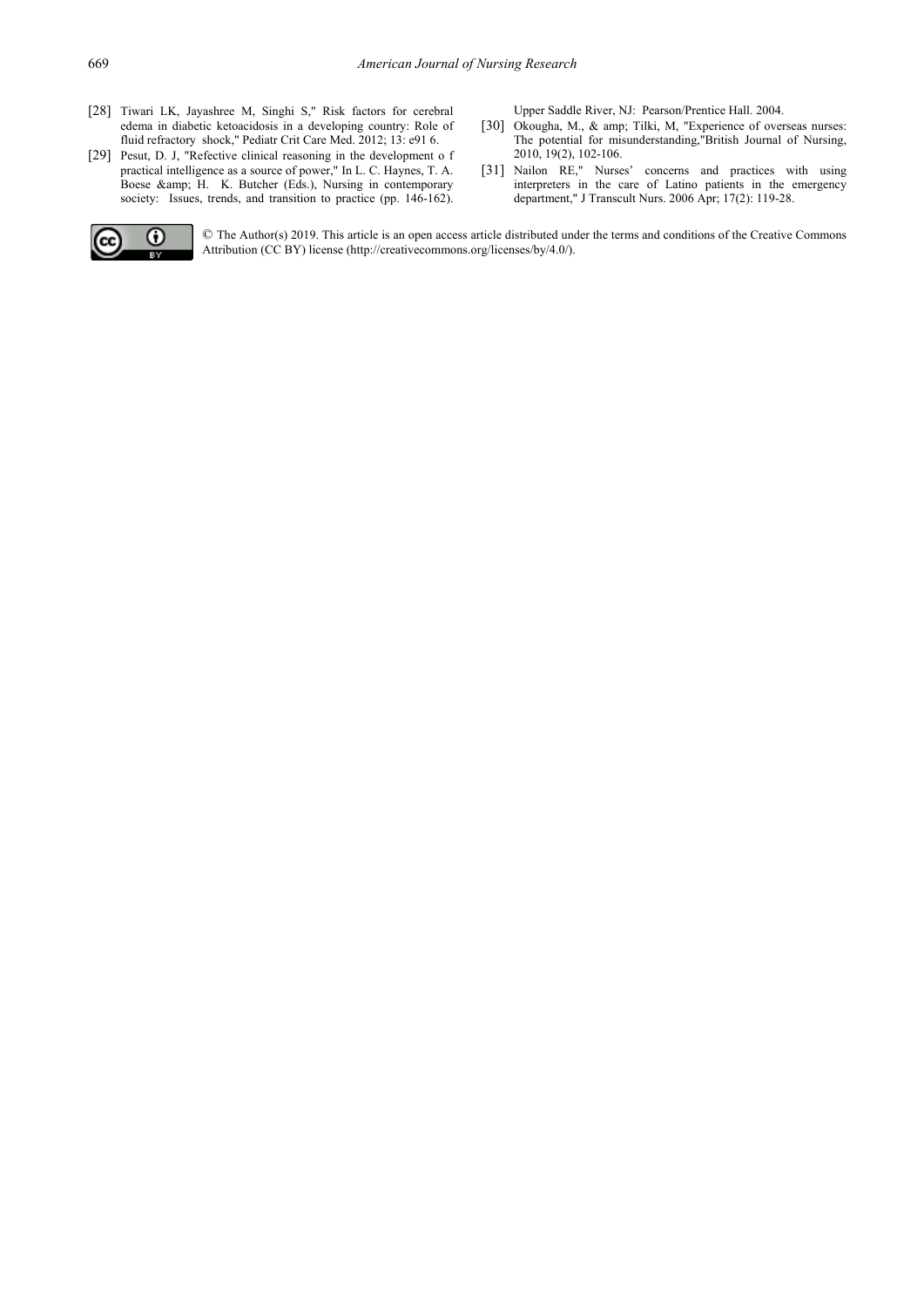[28] Tiwari LK, Jayashree M, Singhi S," Risk factors for cerebral edema in diabetic ketoacidosis in a developing country: Role of fluid refractory shock," Pediatr Crit Care Med. 2012; 13: e91 6.

[29] Pesut, D. J, "Refective clinical reasoning in the development o f practical intelligence as a source of power," In L. C. Haynes, T. A. Boese &amp; H. K. Butcher (Eds.), Nursing in contemporary society: Issues, trends, and transition to practice (pp. 146-162). Upper Saddle River, NJ: Pearson/Prentice Hall. 2004.

[30] Okougha, M., & amp; Tilki, M, "Experience of overseas nurses: The potential for misunderstanding,"British Journal of Nursing, 2010, 19(2), 102-106.

[31] Nailon RE," Nurses' concerns and practices with using interpreters in the care of Latino patients in the emergency department," J Transcult Nurs. 2006 Apr; 17(2): 119-28.

© The Author(s) 2019. This article is an open access article distributed under the terms and conditions of the Creative Commons Attribution (CC BY) license (http://creativecommons.org/licenses/by/4.0/).